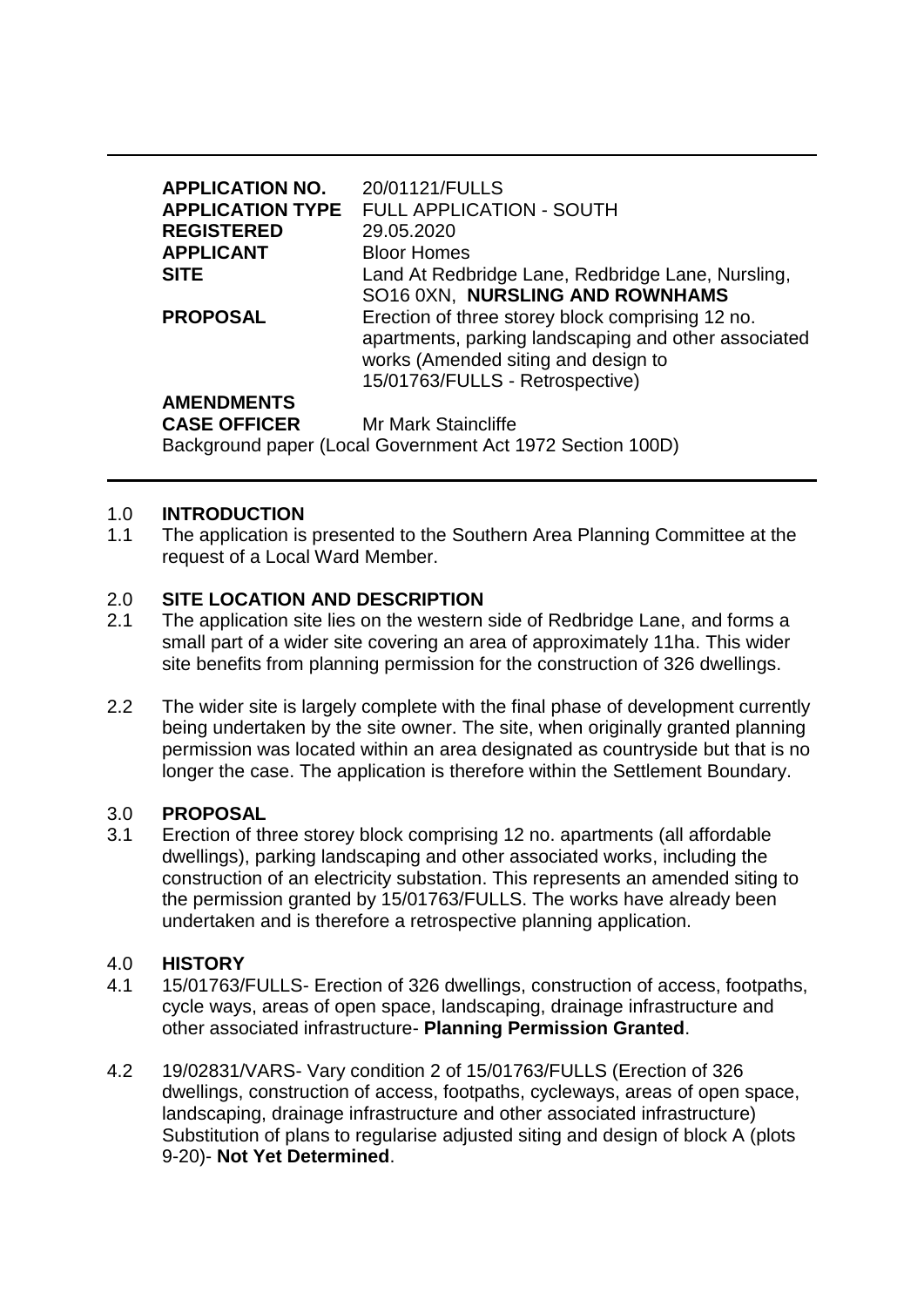| | |
|---|---|
| **APPLICATION NO.** | 20/01121/FULLS |
| **APPLICATION TYPE** | FULL APPLICATION - SOUTH |
| **REGISTERED** | 29.05.2020 |
| **APPLICANT** | Bloor Homes |
| **SITE** | Land At Redbridge Lane, Redbridge Lane, Nursling, SO16 0XN, **NURSLING AND ROWNHAMS** |
| **PROPOSAL** | Erection of three storey block comprising 12 no. apartments, parking landscaping and other associated works (Amended siting and design to 15/01763/FULLS - Retrospective) |
| **AMENDMENTS** | |
| **CASE OFFICER** | Mr Mark Staincliffe |

Background paper (Local Government Act 1972 Section 100D)

## 1.0 INTRODUCTION

1.1 The application is presented to the Southern Area Planning Committee at the request of a Local Ward Member.

## 2.0 SITE LOCATION AND DESCRIPTION

2.1 The application site lies on the western side of Redbridge Lane, and forms a small part of a wider site covering an area of approximately 11ha. This wider site benefits from planning permission for the construction of 326 dwellings.

2.2 The wider site is largely complete with the final phase of development currently being undertaken by the site owner. The site, when originally granted planning permission was located within an area designated as countryside but that is no longer the case. The application is therefore within the Settlement Boundary.

## 3.0 PROPOSAL

3.1 Erection of three storey block comprising 12 no. apartments (all affordable dwellings), parking landscaping and other associated works, including the construction of an electricity substation. This represents an amended siting to the permission granted by 15/01763/FULLS. The works have already been undertaken and is therefore a retrospective planning application.

## 4.0 HISTORY

4.1 15/01763/FULLS- Erection of 326 dwellings, construction of access, footpaths, cycle ways, areas of open space, landscaping, drainage infrastructure and other associated infrastructure- **Planning Permission Granted**.

4.2 19/02831/VARS- Vary condition 2 of 15/01763/FULLS (Erection of 326 dwellings, construction of access, footpaths, cycleways, areas of open space, landscaping, drainage infrastructure and other associated infrastructure) Substitution of plans to regularise adjusted siting and design of block A (plots 9-20)- **Not Yet Determined**.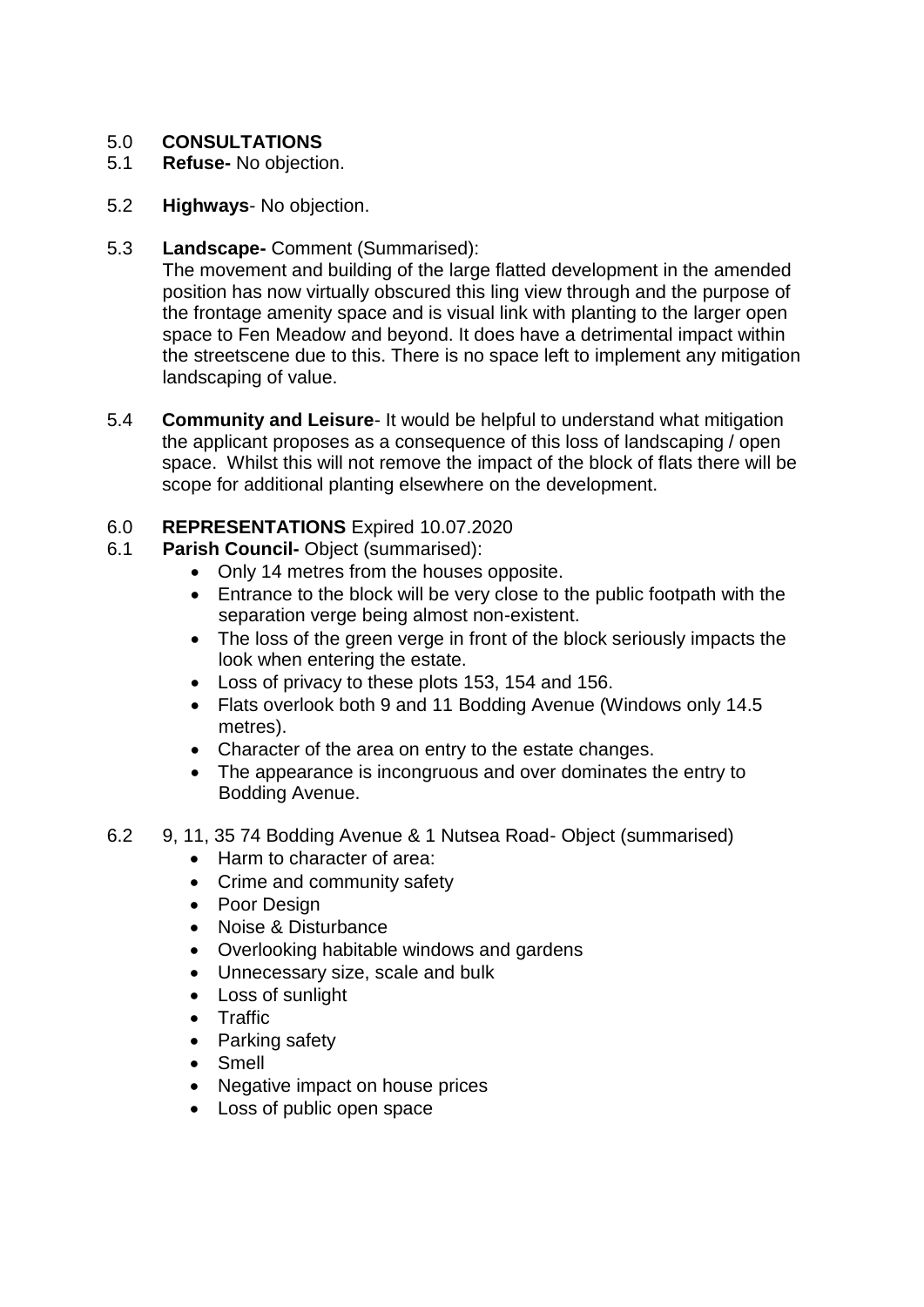## 5.0 CONSULTATIONS

5.1 **Refuse-** No objection.

5.2 **Highways**- No objection.

5.3 **Landscape-** Comment (Summarised):
The movement and building of the large flatted development in the amended position has now virtually obscured this ling view through and the purpose of the frontage amenity space and is visual link with planting to the larger open space to Fen Meadow and beyond. It does have a detrimental impact within the streetscene due to this. There is no space left to implement any mitigation landscaping of value.

5.4 **Community and Leisure**- It would be helpful to understand what mitigation the applicant proposes as a consequence of this loss of landscaping / open space. Whilst this will not remove the impact of the block of flats there will be scope for additional planting elsewhere on the development.

## 6.0 REPRESENTATIONS Expired 10.07.2020

6.1 **Parish Council-** Object (summarised):

- Only 14 metres from the houses opposite.
- Entrance to the block will be very close to the public footpath with the separation verge being almost non-existent.
- The loss of the green verge in front of the block seriously impacts the look when entering the estate.
- Loss of privacy to these plots 153, 154 and 156.
- Flats overlook both 9 and 11 Bodding Avenue (Windows only 14.5 metres).
- Character of the area on entry to the estate changes.
- The appearance is incongruous and over dominates the entry to Bodding Avenue.

6.2 9, 11, 35 74 Bodding Avenue & 1 Nutsea Road- Object (summarised)

- Harm to character of area:
- Crime and community safety
- Poor Design
- Noise & Disturbance
- Overlooking habitable windows and gardens
- Unnecessary size, scale and bulk
- Loss of sunlight
- Traffic
- Parking safety
- Smell
- Negative impact on house prices
- Loss of public open space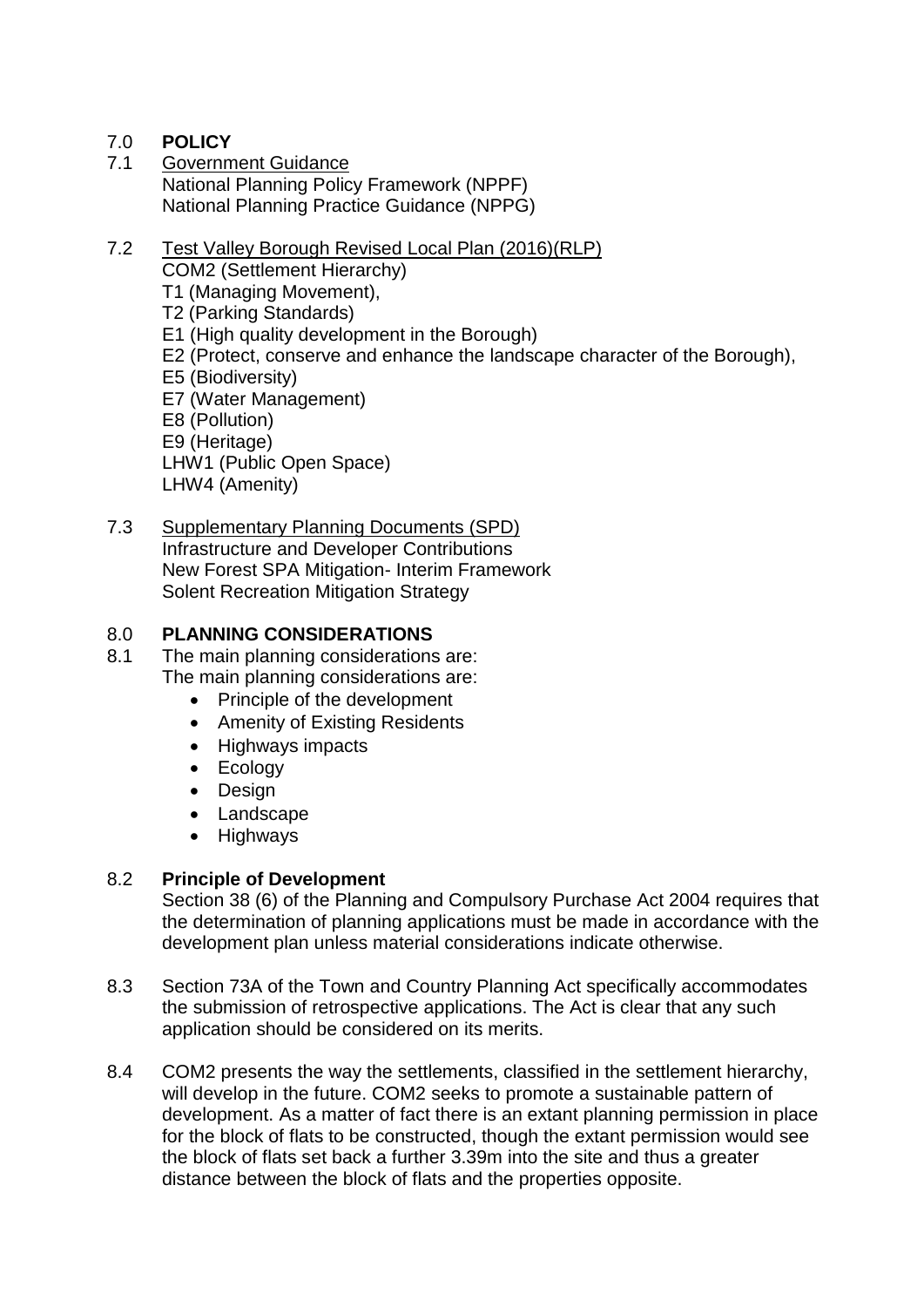## 7.0 POLICY

7.1 Government Guidance

National Planning Policy Framework (NPPF)
National Planning Practice Guidance (NPPG)

7.2 Test Valley Borough Revised Local Plan (2016)(RLP)

COM2 (Settlement Hierarchy)
T1 (Managing Movement),
T2 (Parking Standards)
E1 (High quality development in the Borough)
E2 (Protect, conserve and enhance the landscape character of the Borough),
E5 (Biodiversity)
E7 (Water Management)
E8 (Pollution)
E9 (Heritage)
LHW1 (Public Open Space)
LHW4 (Amenity)

7.3 Supplementary Planning Documents (SPD)

Infrastructure and Developer Contributions
New Forest SPA Mitigation- Interim Framework
Solent Recreation Mitigation Strategy

## 8.0 PLANNING CONSIDERATIONS

8.1 The main planning considerations are:
The main planning considerations are:

- Principle of the development
- Amenity of Existing Residents
- Highways impacts
- Ecology
- Design
- Landscape
- Highways

### 8.2 Principle of Development

Section 38 (6) of the Planning and Compulsory Purchase Act 2004 requires that the determination of planning applications must be made in accordance with the development plan unless material considerations indicate otherwise.

8.3 Section 73A of the Town and Country Planning Act specifically accommodates the submission of retrospective applications. The Act is clear that any such application should be considered on its merits.

8.4 COM2 presents the way the settlements, classified in the settlement hierarchy, will develop in the future. COM2 seeks to promote a sustainable pattern of development. As a matter of fact there is an extant planning permission in place for the block of flats to be constructed, though the extant permission would see the block of flats set back a further 3.39m into the site and thus a greater distance between the block of flats and the properties opposite.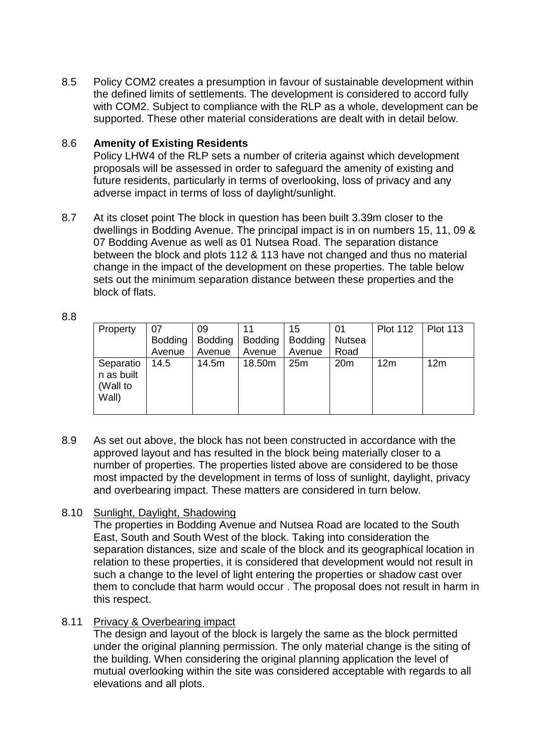8.5 Policy COM2 creates a presumption in favour of sustainable development within the defined limits of settlements. The development is considered to accord fully with COM2. Subject to compliance with the RLP as a whole, development can be supported. These other material considerations are dealt with in detail below.

8.6 **Amenity of Existing Residents**

Policy LHW4 of the RLP sets a number of criteria against which development proposals will be assessed in order to safeguard the amenity of existing and future residents, particularly in terms of overlooking, loss of privacy and any adverse impact in terms of loss of daylight/sunlight.

8.7 At its closet point The block in question has been built 3.39m closer to the dwellings in Bodding Avenue. The principal impact is in on numbers 15, 11, 09 & 07 Bodding Avenue as well as 01 Nutsea Road. The separation distance between the block and plots 112 & 113 have not changed and thus no material change in the impact of the development on these properties. The table below sets out the minimum separation distance between these properties and the block of flats.

8.8

| Property | 07 Bodding Avenue | 09 Bodding Avenue | 11 Bodding Avenue | 15 Bodding Avenue | 01 Nutsea Road | Plot 112 | Plot 113 |
|---|---|---|---|---|---|---|---|
| Separation as built (Wall to Wall) | 14.5 | 14.5m | 18.50m | 25m | 20m | 12m | 12m |

8.9 As set out above, the block has not been constructed in accordance with the approved layout and has resulted in the block being materially closer to a number of properties. The properties listed above are considered to be those most impacted by the development in terms of loss of sunlight, daylight, privacy and overbearing impact. These matters are considered in turn below.

8.10 Sunlight, Daylight, Shadowing

The properties in Bodding Avenue and Nutsea Road are located to the South East, South and South West of the block. Taking into consideration the separation distances, size and scale of the block and its geographical location in relation to these properties, it is considered that development would not result in such a change to the level of light entering the properties or shadow cast over them to conclude that harm would occur . The proposal does not result in harm in this respect.

8.11 Privacy & Overbearing impact

The design and layout of the block is largely the same as the block permitted under the original planning permission. The only material change is the siting of the building. When considering the original planning application the level of mutual overlooking within the site was considered acceptable with regards to all elevations and all plots.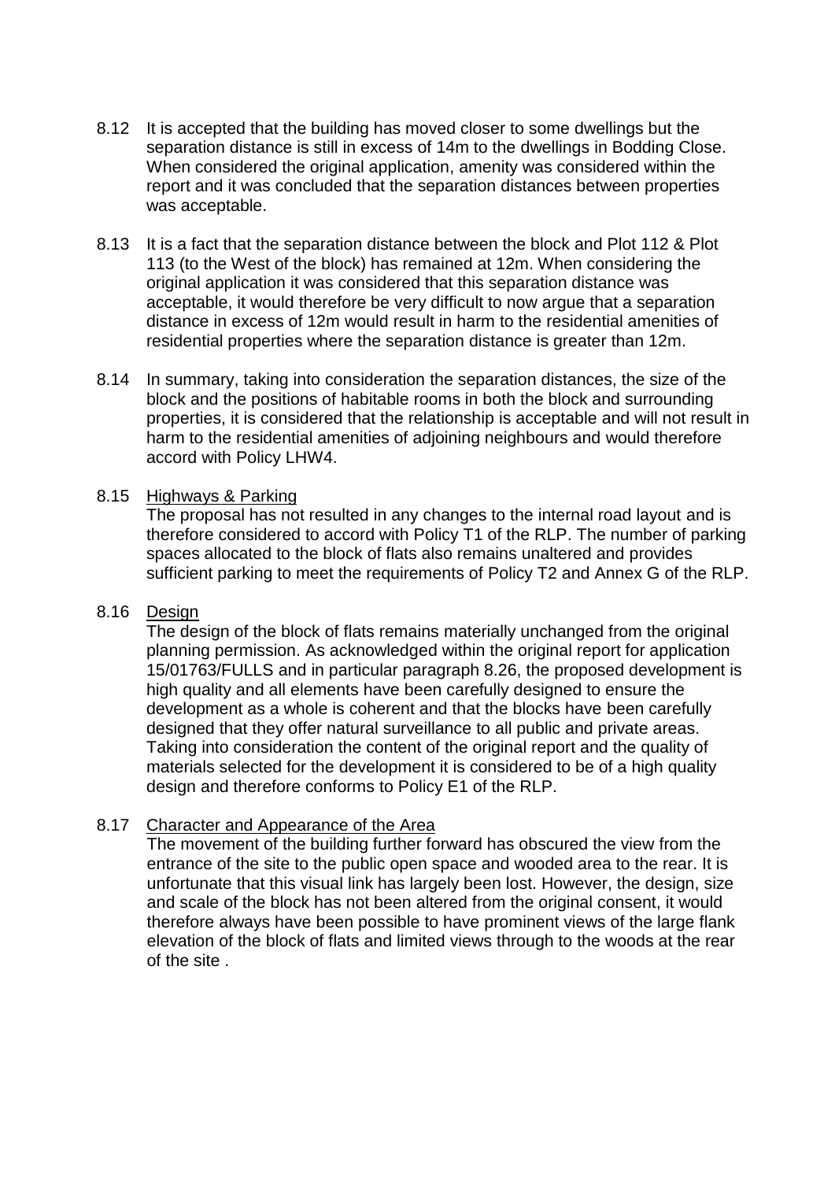8.12 It is accepted that the building has moved closer to some dwellings but the separation distance is still in excess of 14m to the dwellings in Bodding Close. When considered the original application, amenity was considered within the report and it was concluded that the separation distances between properties was acceptable.

8.13 It is a fact that the separation distance between the block and Plot 112 & Plot 113 (to the West of the block) has remained at 12m. When considering the original application it was considered that this separation distance was acceptable, it would therefore be very difficult to now argue that a separation distance in excess of 12m would result in harm to the residential amenities of residential properties where the separation distance is greater than 12m.

8.14 In summary, taking into consideration the separation distances, the size of the block and the positions of habitable rooms in both the block and surrounding properties, it is considered that the relationship is acceptable and will not result in harm to the residential amenities of adjoining neighbours and would therefore accord with Policy LHW4.

8.15 Highways & Parking

The proposal has not resulted in any changes to the internal road layout and is therefore considered to accord with Policy T1 of the RLP. The number of parking spaces allocated to the block of flats also remains unaltered and provides sufficient parking to meet the requirements of Policy T2 and Annex G of the RLP.

8.16 Design

The design of the block of flats remains materially unchanged from the original planning permission. As acknowledged within the original report for application 15/01763/FULLS and in particular paragraph 8.26, the proposed development is high quality and all elements have been carefully designed to ensure the development as a whole is coherent and that the blocks have been carefully designed that they offer natural surveillance to all public and private areas. Taking into consideration the content of the original report and the quality of materials selected for the development it is considered to be of a high quality design and therefore conforms to Policy E1 of the RLP.

8.17 Character and Appearance of the Area

The movement of the building further forward has obscured the view from the entrance of the site to the public open space and wooded area to the rear. It is unfortunate that this visual link has largely been lost. However, the design, size and scale of the block has not been altered from the original consent, it would therefore always have been possible to have prominent views of the large flank elevation of the block of flats and limited views through to the woods at the rear of the site .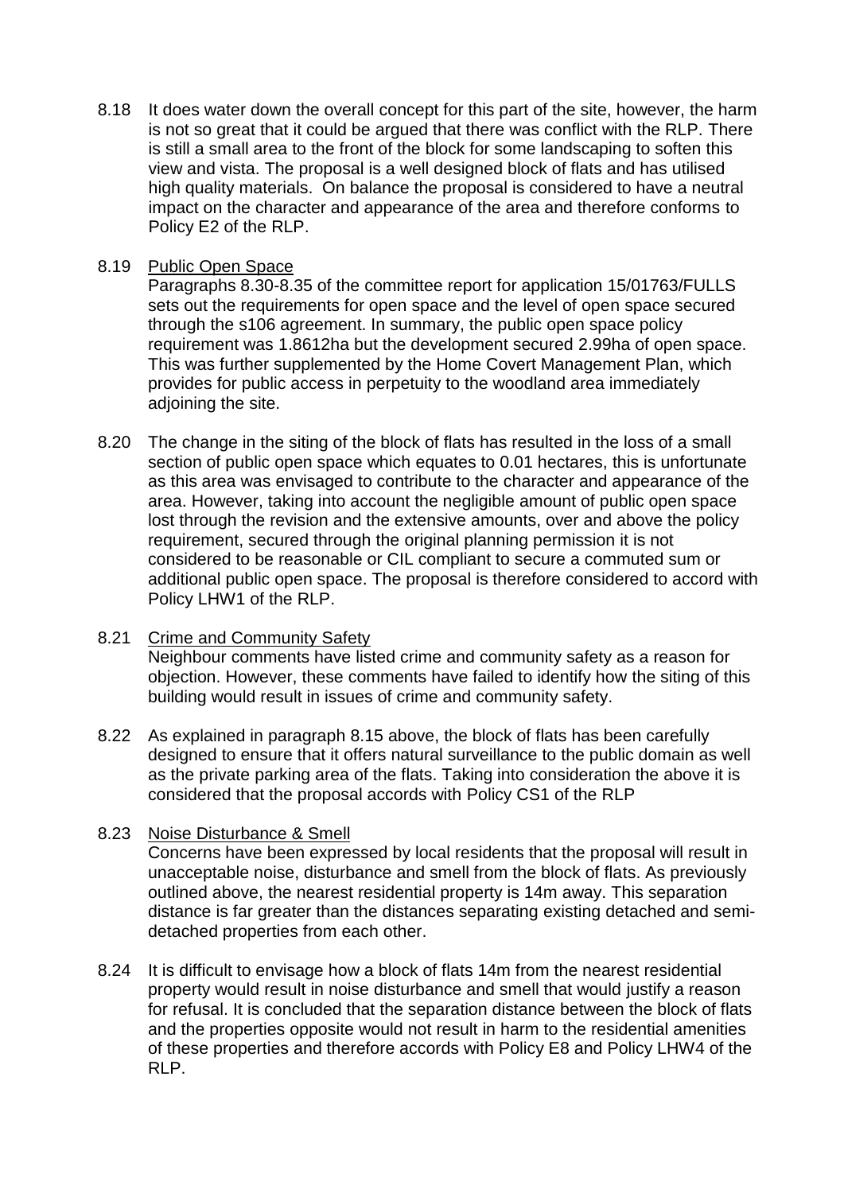8.18 It does water down the overall concept for this part of the site, however, the harm is not so great that it could be argued that there was conflict with the RLP. There is still a small area to the front of the block for some landscaping to soften this view and vista. The proposal is a well designed block of flats and has utilised high quality materials. On balance the proposal is considered to have a neutral impact on the character and appearance of the area and therefore conforms to Policy E2 of the RLP.

8.19 Public Open Space

Paragraphs 8.30-8.35 of the committee report for application 15/01763/FULLS sets out the requirements for open space and the level of open space secured through the s106 agreement. In summary, the public open space policy requirement was 1.8612ha but the development secured 2.99ha of open space. This was further supplemented by the Home Covert Management Plan, which provides for public access in perpetuity to the woodland area immediately adjoining the site.

8.20 The change in the siting of the block of flats has resulted in the loss of a small section of public open space which equates to 0.01 hectares, this is unfortunate as this area was envisaged to contribute to the character and appearance of the area. However, taking into account the negligible amount of public open space lost through the revision and the extensive amounts, over and above the policy requirement, secured through the original planning permission it is not considered to be reasonable or CIL compliant to secure a commuted sum or additional public open space. The proposal is therefore considered to accord with Policy LHW1 of the RLP.

8.21 Crime and Community Safety

Neighbour comments have listed crime and community safety as a reason for objection. However, these comments have failed to identify how the siting of this building would result in issues of crime and community safety.

8.22 As explained in paragraph 8.15 above, the block of flats has been carefully designed to ensure that it offers natural surveillance to the public domain as well as the private parking area of the flats. Taking into consideration the above it is considered that the proposal accords with Policy CS1 of the RLP

8.23 Noise Disturbance & Smell

Concerns have been expressed by local residents that the proposal will result in unacceptable noise, disturbance and smell from the block of flats. As previously outlined above, the nearest residential property is 14m away. This separation distance is far greater than the distances separating existing detached and semi-detached properties from each other.

8.24 It is difficult to envisage how a block of flats 14m from the nearest residential property would result in noise disturbance and smell that would justify a reason for refusal. It is concluded that the separation distance between the block of flats and the properties opposite would not result in harm to the residential amenities of these properties and therefore accords with Policy E8 and Policy LHW4 of the RLP.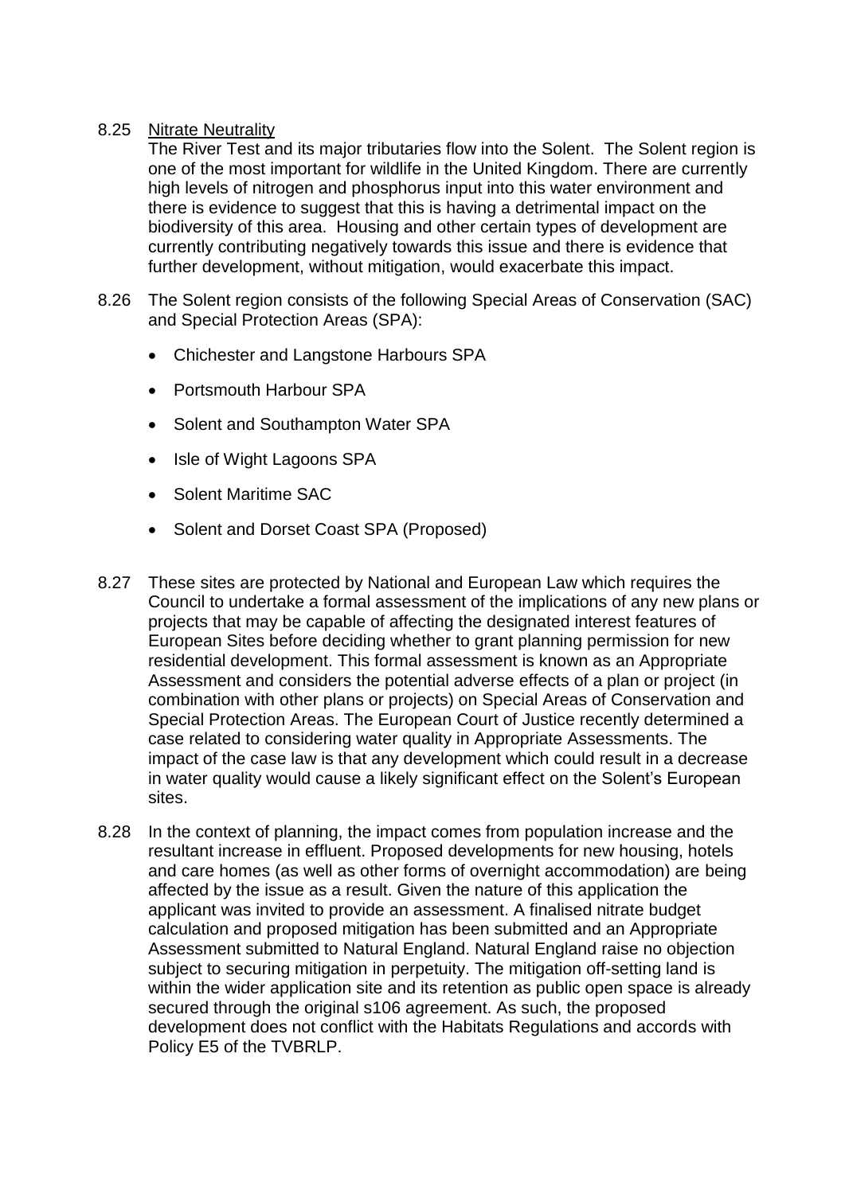8.25 Nitrate Neutrality

The River Test and its major tributaries flow into the Solent. The Solent region is one of the most important for wildlife in the United Kingdom. There are currently high levels of nitrogen and phosphorus input into this water environment and there is evidence to suggest that this is having a detrimental impact on the biodiversity of this area. Housing and other certain types of development are currently contributing negatively towards this issue and there is evidence that further development, without mitigation, would exacerbate this impact.

8.26 The Solent region consists of the following Special Areas of Conservation (SAC) and Special Protection Areas (SPA):

- Chichester and Langstone Harbours SPA
- Portsmouth Harbour SPA
- Solent and Southampton Water SPA
- Isle of Wight Lagoons SPA
- Solent Maritime SAC
- Solent and Dorset Coast SPA (Proposed)

8.27 These sites are protected by National and European Law which requires the Council to undertake a formal assessment of the implications of any new plans or projects that may be capable of affecting the designated interest features of European Sites before deciding whether to grant planning permission for new residential development. This formal assessment is known as an Appropriate Assessment and considers the potential adverse effects of a plan or project (in combination with other plans or projects) on Special Areas of Conservation and Special Protection Areas. The European Court of Justice recently determined a case related to considering water quality in Appropriate Assessments. The impact of the case law is that any development which could result in a decrease in water quality would cause a likely significant effect on the Solent's European sites.

8.28 In the context of planning, the impact comes from population increase and the resultant increase in effluent. Proposed developments for new housing, hotels and care homes (as well as other forms of overnight accommodation) are being affected by the issue as a result. Given the nature of this application the applicant was invited to provide an assessment. A finalised nitrate budget calculation and proposed mitigation has been submitted and an Appropriate Assessment submitted to Natural England. Natural England raise no objection subject to securing mitigation in perpetuity. The mitigation off-setting land is within the wider application site and its retention as public open space is already secured through the original s106 agreement. As such, the proposed development does not conflict with the Habitats Regulations and accords with Policy E5 of the TVBRLP.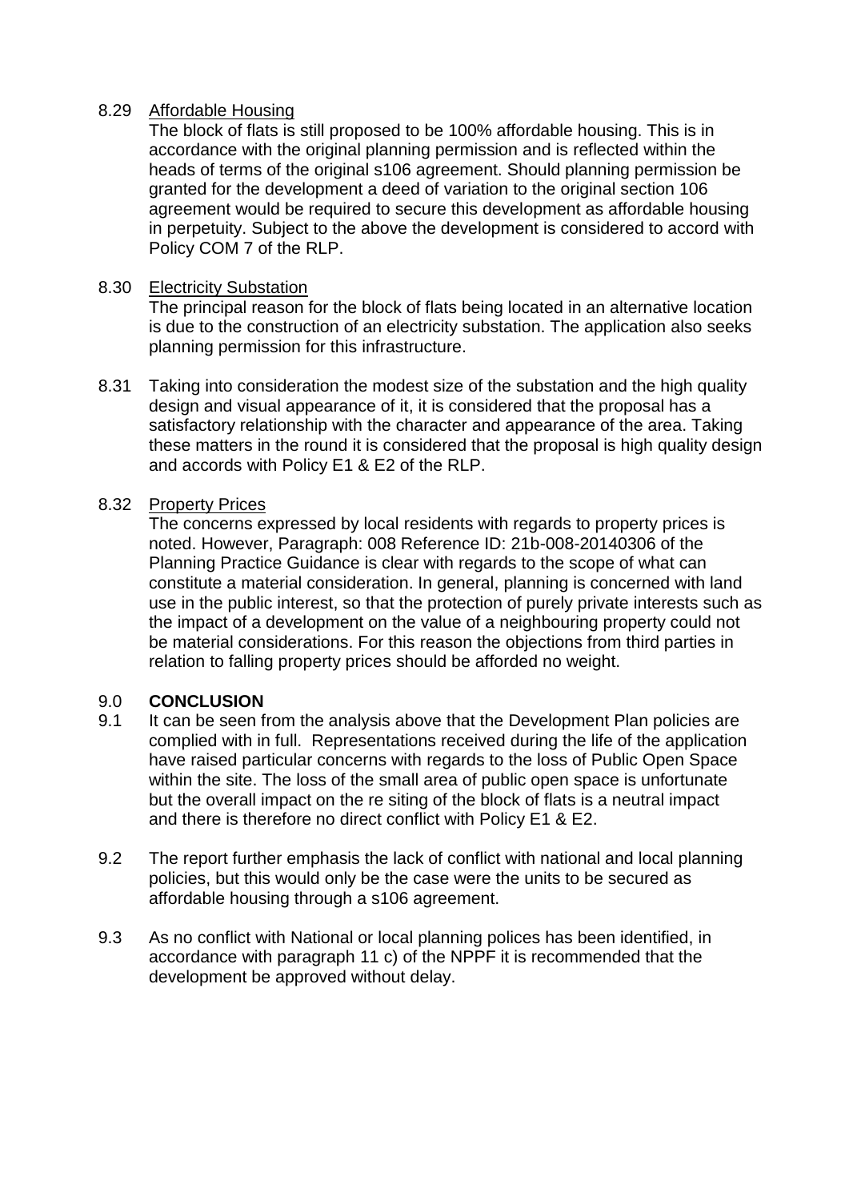8.29 Affordable Housing

The block of flats is still proposed to be 100% affordable housing. This is in accordance with the original planning permission and is reflected within the heads of terms of the original s106 agreement. Should planning permission be granted for the development a deed of variation to the original section 106 agreement would be required to secure this development as affordable housing in perpetuity. Subject to the above the development is considered to accord with Policy COM 7 of the RLP.

8.30 Electricity Substation

The principal reason for the block of flats being located in an alternative location is due to the construction of an electricity substation. The application also seeks planning permission for this infrastructure.

8.31 Taking into consideration the modest size of the substation and the high quality design and visual appearance of it, it is considered that the proposal has a satisfactory relationship with the character and appearance of the area. Taking these matters in the round it is considered that the proposal is high quality design and accords with Policy E1 & E2 of the RLP.

8.32 Property Prices

The concerns expressed by local residents with regards to property prices is noted. However, Paragraph: 008 Reference ID: 21b-008-20140306 of the Planning Practice Guidance is clear with regards to the scope of what can constitute a material consideration. In general, planning is concerned with land use in the public interest, so that the protection of purely private interests such as the impact of a development on the value of a neighbouring property could not be material considerations. For this reason the objections from third parties in relation to falling property prices should be afforded no weight.

## 9.0 CONCLUSION

9.1 It can be seen from the analysis above that the Development Plan policies are complied with in full. Representations received during the life of the application have raised particular concerns with regards to the loss of Public Open Space within the site. The loss of the small area of public open space is unfortunate but the overall impact on the re siting of the block of flats is a neutral impact and there is therefore no direct conflict with Policy E1 & E2.

9.2 The report further emphasis the lack of conflict with national and local planning policies, but this would only be the case were the units to be secured as affordable housing through a s106 agreement.

9.3 As no conflict with National or local planning polices has been identified, in accordance with paragraph 11 c) of the NPPF it is recommended that the development be approved without delay.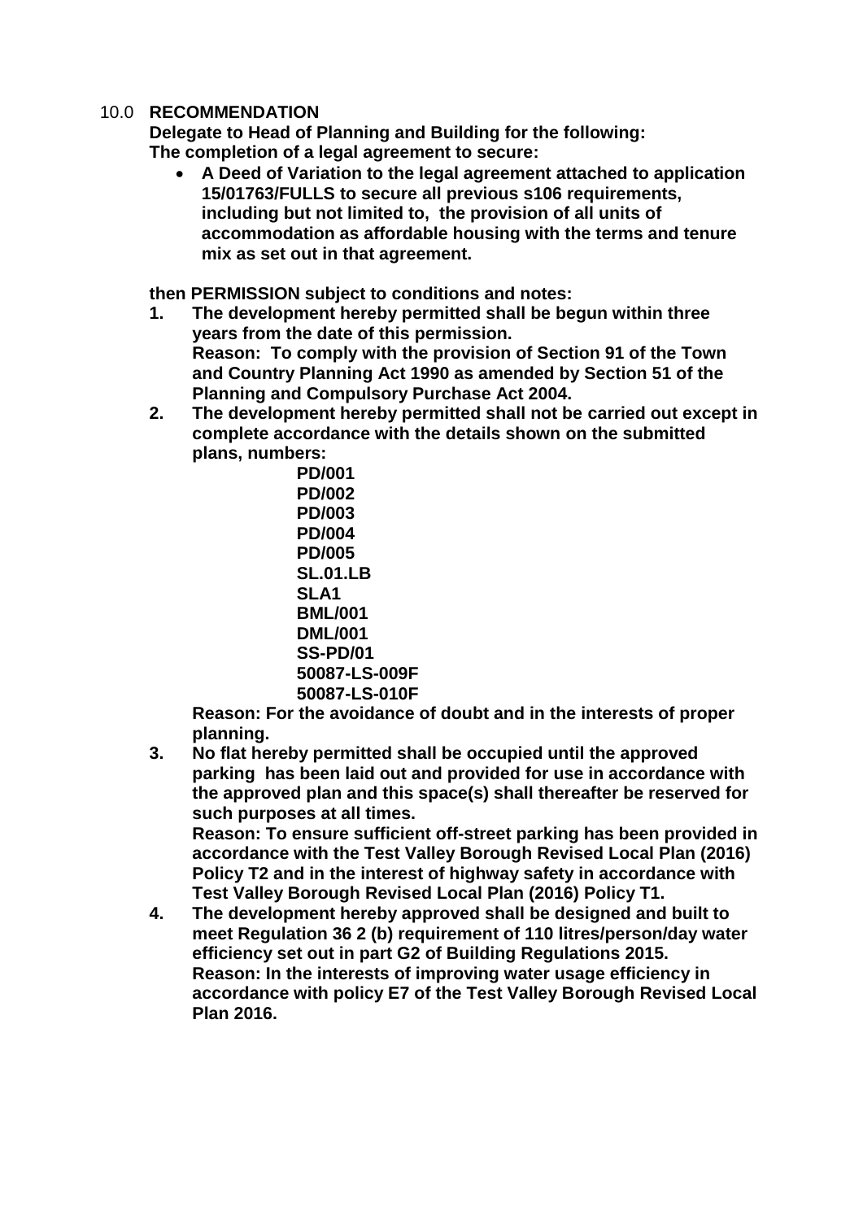## 10.0 RECOMMENDATION

**Delegate to Head of Planning and Building for the following:**
**The completion of a legal agreement to secure:**

- **A Deed of Variation to the legal agreement attached to application 15/01763/FULLS to secure all previous s106 requirements, including but not limited to, the provision of all units of accommodation as affordable housing with the terms and tenure mix as set out in that agreement.**

**then PERMISSION subject to conditions and notes:**

1. **The development hereby permitted shall be begun within three years from the date of this permission.**
   **Reason: To comply with the provision of Section 91 of the Town and Country Planning Act 1990 as amended by Section 51 of the Planning and Compulsory Purchase Act 2004.**
2. **The development hereby permitted shall not be carried out except in complete accordance with the details shown on the submitted plans, numbers:**
   **PD/001**
   **PD/002**
   **PD/003**
   **PD/004**
   **PD/005**
   **SL.01.LB**
   **SLA1**
   **BML/001**
   **DML/001**
   **SS-PD/01**
   **50087-LS-009F**
   **50087-LS-010F**
   **Reason: For the avoidance of doubt and in the interests of proper planning.**
3. **No flat hereby permitted shall be occupied until the approved parking has been laid out and provided for use in accordance with the approved plan and this space(s) shall thereafter be reserved for such purposes at all times.**
   **Reason: To ensure sufficient off-street parking has been provided in accordance with the Test Valley Borough Revised Local Plan (2016) Policy T2 and in the interest of highway safety in accordance with Test Valley Borough Revised Local Plan (2016) Policy T1.**
4. **The development hereby approved shall be designed and built to meet Regulation 36 2 (b) requirement of 110 litres/person/day water efficiency set out in part G2 of Building Regulations 2015.**
   **Reason: In the interests of improving water usage efficiency in accordance with policy E7 of the Test Valley Borough Revised Local Plan 2016.**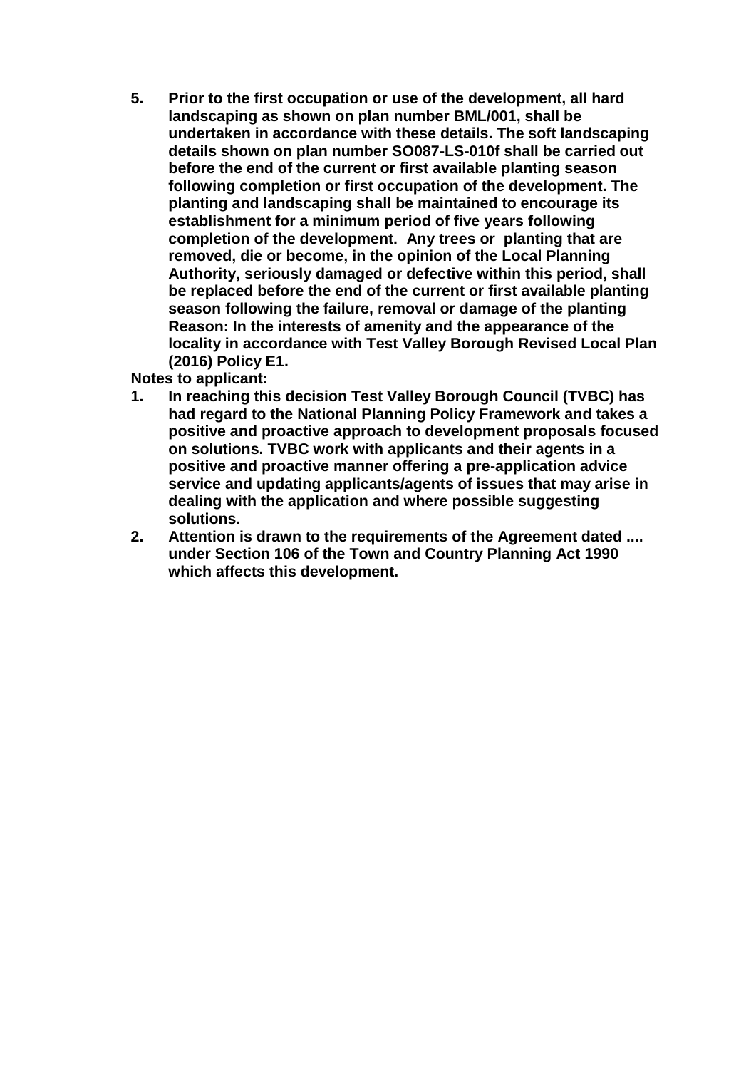**5. Prior to the first occupation or use of the development, all hard landscaping as shown on plan number BML/001, shall be undertaken in accordance with these details. The soft landscaping details shown on plan number SO087-LS-010f shall be carried out before the end of the current or first available planting season following completion or first occupation of the development. The planting and landscaping shall be maintained to encourage its establishment for a minimum period of five years following completion of the development. Any trees or planting that are removed, die or become, in the opinion of the Local Planning Authority, seriously damaged or defective within this period, shall be replaced before the end of the current or first available planting season following the failure, removal or damage of the planting Reason: In the interests of amenity and the appearance of the locality in accordance with Test Valley Borough Revised Local Plan (2016) Policy E1.**

**Notes to applicant:**

1. **In reaching this decision Test Valley Borough Council (TVBC) has had regard to the National Planning Policy Framework and takes a positive and proactive approach to development proposals focused on solutions. TVBC work with applicants and their agents in a positive and proactive manner offering a pre-application advice service and updating applicants/agents of issues that may arise in dealing with the application and where possible suggesting solutions.**
2. **Attention is drawn to the requirements of the Agreement dated .... under Section 106 of the Town and Country Planning Act 1990 which affects this development.**